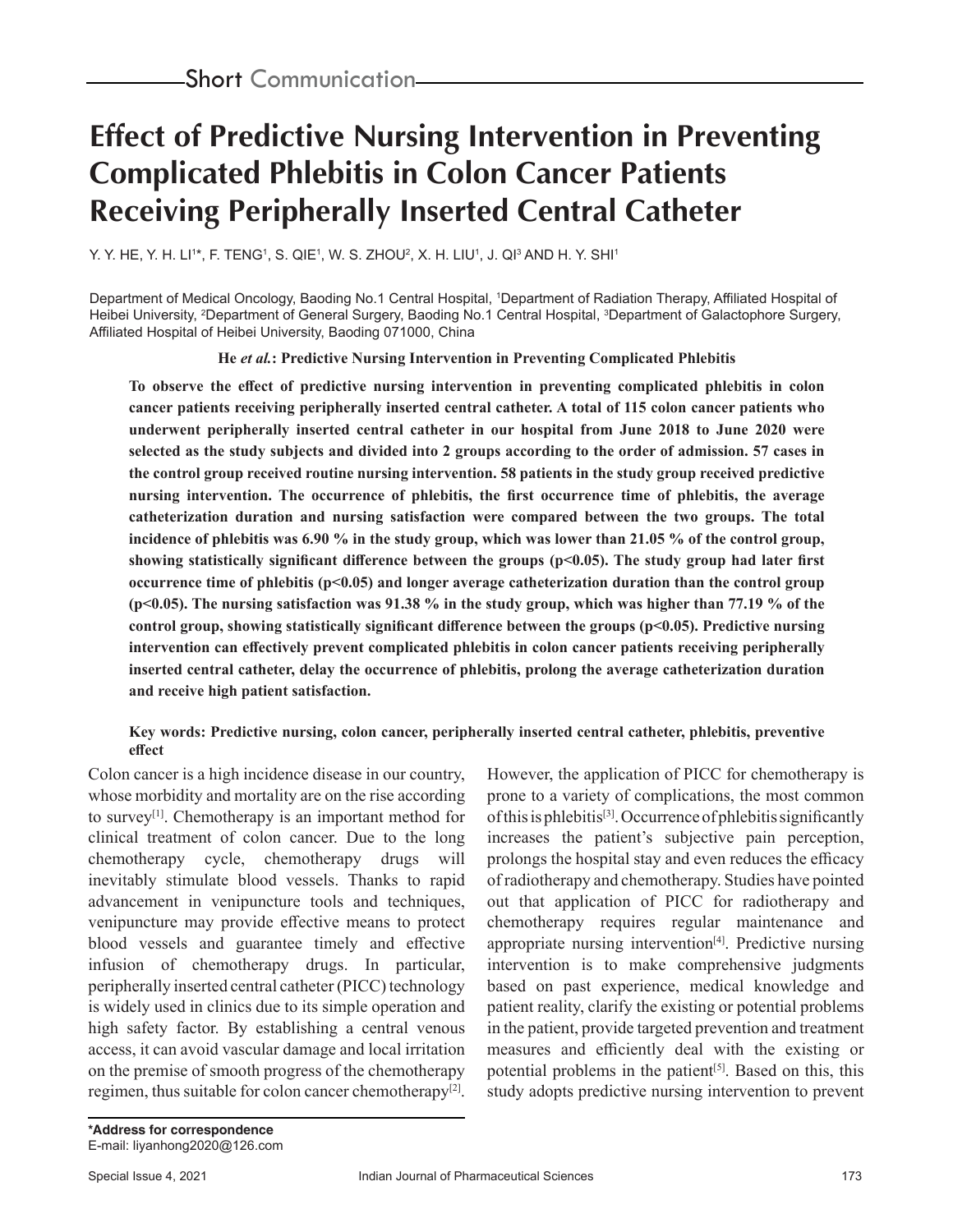Short Communication

# Effect of Predictive Nursing Intervention in Preventing Complicated Phlebitis in Colon Cancer Patients Receiving Peripherally Inserted Central Catheter

Y. Y. HE, Y. H. LI[1]*, F. TENG[1], S. QIE[1], W. S. ZHOU[2], X. H. LIU[1], J. QI[3] AND H. Y. SHI[1]

Department of Medical Oncology, Baoding No.1 Central Hospital, [1]Department of Radiation Therapy, Affiliated Hospital of Heibei University, [2]Department of General Surgery, Baoding No.1 Central Hospital, [3]Department of Galactophore Surgery, Affiliated Hospital of Heibei University, Baoding 071000, China

**He *et al.*: Predictive Nursing Intervention in Preventing Complicated Phlebitis**

**To observe the effect of predictive nursing intervention in preventing complicated phlebitis in colon cancer patients receiving peripherally inserted central catheter. A total of 115 colon cancer patients who underwent peripherally inserted central catheter in our hospital from June 2018 to June 2020 were selected as the study subjects and divided into 2 groups according to the order of admission. 57 cases in the control group received routine nursing intervention. 58 patients in the study group received predictive nursing intervention. The occurrence of phlebitis, the first occurrence time of phlebitis, the average catheterization duration and nursing satisfaction were compared between the two groups. The total incidence of phlebitis was 6.90 % in the study group, which was lower than 21.05 % of the control group, showing statistically significant difference between the groups ($p<0.05$). The study group had later first occurrence time of phlebitis ($p<0.05$) and longer average catheterization duration than the control group ($p<0.05$). The nursing satisfaction was 91.38 % in the study group, which was higher than 77.19 % of the control group, showing statistically significant difference between the groups ($p<0.05$). Predictive nursing intervention can effectively prevent complicated phlebitis in colon cancer patients receiving peripherally inserted central catheter, delay the occurrence of phlebitis, prolong the average catheterization duration and receive high patient satisfaction.**

**Key words: Predictive nursing, colon cancer, peripherally inserted central catheter, phlebitis, preventive effect**

Colon cancer is a high incidence disease in our country, whose morbidity and mortality are on the rise according to survey[1]. Chemotherapy is an important method for clinical treatment of colon cancer. Due to the long chemotherapy cycle, chemotherapy drugs will inevitably stimulate blood vessels. Thanks to rapid advancement in venipuncture tools and techniques, venipuncture may provide effective means to protect blood vessels and guarantee timely and effective infusion of chemotherapy drugs. In particular, peripherally inserted central catheter (PICC) technology is widely used in clinics due to its simple operation and high safety factor. By establishing a central venous access, it can avoid vascular damage and local irritation on the premise of smooth progress of the chemotherapy regimen, thus suitable for colon cancer chemotherapy[2]. However, the application of PICC for chemotherapy is prone to a variety of complications, the most common of this is phlebitis[3]. Occurrence of phlebitis significantly increases the patient's subjective pain perception, prolongs the hospital stay and even reduces the efficacy of radiotherapy and chemotherapy. Studies have pointed out that application of PICC for radiotherapy and chemotherapy requires regular maintenance and appropriate nursing intervention[4]. Predictive nursing intervention is to make comprehensive judgments based on past experience, medical knowledge and patient reality, clarify the existing or potential problems in the patient, provide targeted prevention and treatment measures and efficiently deal with the existing or potential problems in the patient[5]. Based on this, this study adopts predictive nursing intervention to prevent

**\*Address for correspondence**
E-mail: liyanhong2020@126.com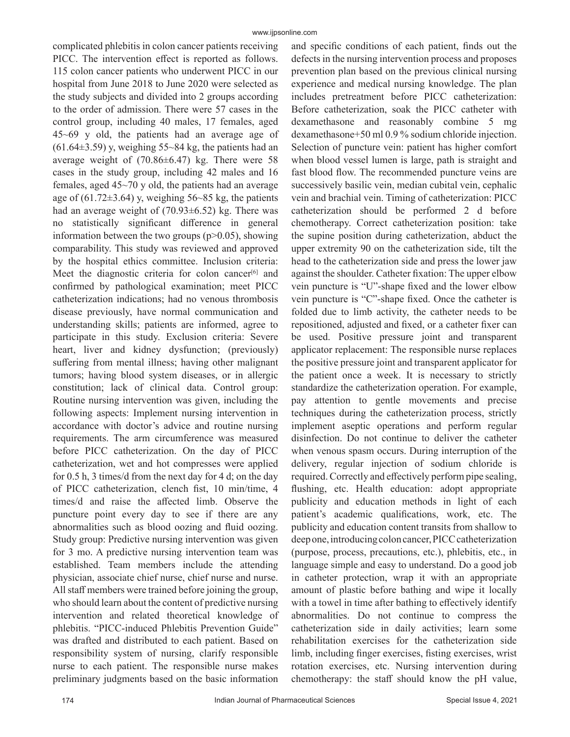complicated phlebitis in colon cancer patients receiving PICC. The intervention effect is reported as follows. 115 colon cancer patients who underwent PICC in our hospital from June 2018 to June 2020 were selected as the study subjects and divided into 2 groups according to the order of admission. There were 57 cases in the control group, including 40 males, 17 females, aged 45~69 y old, the patients had an average age of (61.64±3.59) y, weighing 55~84 kg, the patients had an average weight of (70.86±6.47) kg. There were 58 cases in the study group, including 42 males and 16 females, aged 45~70 y old, the patients had an average age of (61.72±3.64) y, weighing 56~85 kg, the patients had an average weight of (70.93±6.52) kg. There was no statistically significant difference in general information between the two groups ($p>0.05$), showing comparability. This study was reviewed and approved by the hospital ethics committee. Inclusion criteria: Meet the diagnostic criteria for colon cancer[6] and confirmed by pathological examination; meet PICC catheterization indications; had no venous thrombosis disease previously, have normal communication and understanding skills; patients are informed, agree to participate in this study. Exclusion criteria: Severe heart, liver and kidney dysfunction; (previously) suffering from mental illness; having other malignant tumors; having blood system diseases, or in allergic constitution; lack of clinical data. Control group: Routine nursing intervention was given, including the following aspects: Implement nursing intervention in accordance with doctor's advice and routine nursing requirements. The arm circumference was measured before PICC catheterization. On the day of PICC catheterization, wet and hot compresses were applied for 0.5 h, 3 times/d from the next day for 4 d; on the day of PICC catheterization, clench fist, 10 min/time, 4 times/d and raise the affected limb. Observe the puncture point every day to see if there are any abnormalities such as blood oozing and fluid oozing. Study group: Predictive nursing intervention was given for 3 mo. A predictive nursing intervention team was established. Team members include the attending physician, associate chief nurse, chief nurse and nurse. All staff members were trained before joining the group, who should learn about the content of predictive nursing intervention and related theoretical knowledge of phlebitis. "PICC-induced Phlebitis Prevention Guide" was drafted and distributed to each patient. Based on responsibility system of nursing, clarify responsible nurse to each patient. The responsible nurse makes preliminary judgments based on the basic information and specific conditions of each patient, finds out the defects in the nursing intervention process and proposes prevention plan based on the previous clinical nursing experience and medical nursing knowledge. The plan includes pretreatment before PICC catheterization: Before catheterization, soak the PICC catheter with dexamethasone and reasonably combine 5 mg dexamethasone+50 ml 0.9 % sodium chloride injection. Selection of puncture vein: patient has higher comfort when blood vessel lumen is large, path is straight and fast blood flow. The recommended puncture veins are successively basilic vein, median cubital vein, cephalic vein and brachial vein. Timing of catheterization: PICC catheterization should be performed 2 d before chemotherapy. Correct catheterization position: take the supine position during catheterization, abduct the upper extremity 90 on the catheterization side, tilt the head to the catheterization side and press the lower jaw against the shoulder. Catheter fixation: The upper elbow vein puncture is "U"-shape fixed and the lower elbow vein puncture is "C"-shape fixed. Once the catheter is folded due to limb activity, the catheter needs to be repositioned, adjusted and fixed, or a catheter fixer can be used. Positive pressure joint and transparent applicator replacement: The responsible nurse replaces the positive pressure joint and transparent applicator for the patient once a week. It is necessary to strictly standardize the catheterization operation. For example, pay attention to gentle movements and precise techniques during the catheterization process, strictly implement aseptic operations and perform regular disinfection. Do not continue to deliver the catheter when venous spasm occurs. During interruption of the delivery, regular injection of sodium chloride is required. Correctly and effectively perform pipe sealing, flushing, etc. Health education: adopt appropriate publicity and education methods in light of each patient's academic qualifications, work, etc. The publicity and education content transits from shallow to deep one, introducing colon cancer, PICC catheterization (purpose, process, precautions, etc.), phlebitis, etc., in language simple and easy to understand. Do a good job in catheter protection, wrap it with an appropriate amount of plastic before bathing and wipe it locally with a towel in time after bathing to effectively identify abnormalities. Do not continue to compress the catheterization side in daily activities; learn some rehabilitation exercises for the catheterization side limb, including finger exercises, fisting exercises, wrist rotation exercises, etc. Nursing intervention during chemotherapy: the staff should know the pH value,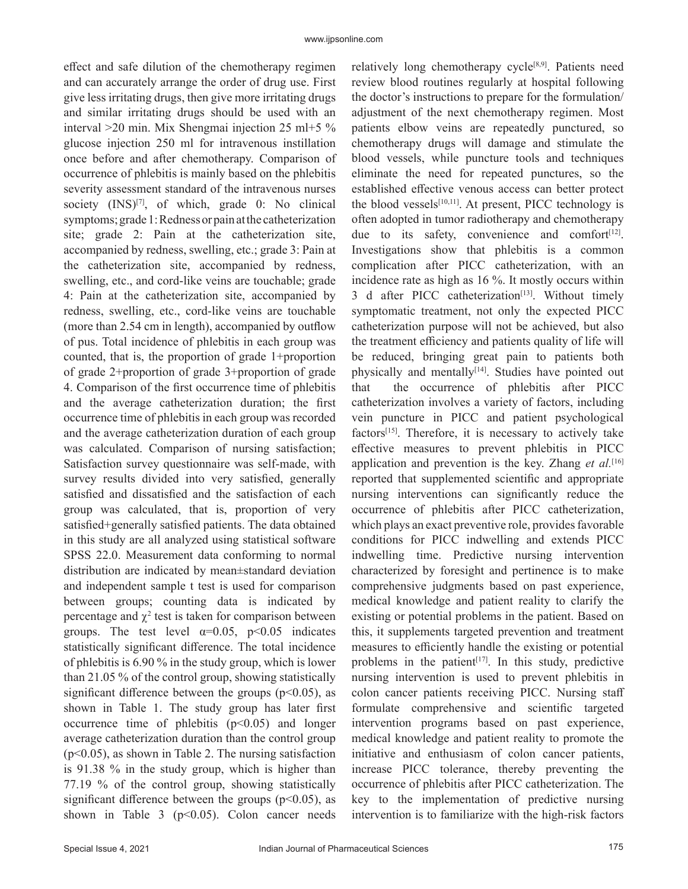effect and safe dilution of the chemotherapy regimen and can accurately arrange the order of drug use. First give less irritating drugs, then give more irritating drugs and similar irritating drugs should be used with an interval >20 min. Mix Shengmai injection 25 ml+5 % glucose injection 250 ml for intravenous instillation once before and after chemotherapy. Comparison of occurrence of phlebitis is mainly based on the phlebitis severity assessment standard of the intravenous nurses society (INS)[7], of which, grade 0: No clinical symptoms; grade 1: Redness or pain at the catheterization site; grade 2: Pain at the catheterization site, accompanied by redness, swelling, etc.; grade 3: Pain at the catheterization site, accompanied by redness, swelling, etc., and cord-like veins are touchable; grade 4: Pain at the catheterization site, accompanied by redness, swelling, etc., cord-like veins are touchable (more than 2.54 cm in length), accompanied by outflow of pus. Total incidence of phlebitis in each group was counted, that is, the proportion of grade 1+proportion of grade 2+proportion of grade 3+proportion of grade 4. Comparison of the first occurrence time of phlebitis and the average catheterization duration; the first occurrence time of phlebitis in each group was recorded and the average catheterization duration of each group was calculated. Comparison of nursing satisfaction; Satisfaction survey questionnaire was self-made, with survey results divided into very satisfied, generally satisfied and dissatisfied and the satisfaction of each group was calculated, that is, proportion of very satisfied+generally satisfied patients. The data obtained in this study are all analyzed using statistical software SPSS 22.0. Measurement data conforming to normal distribution are indicated by mean±standard deviation and independent sample t test is used for comparison between groups; counting data is indicated by percentage and $\chi^2$ test is taken for comparison between groups. The test level $\alpha=0.05$, $p<0.05$ indicates statistically significant difference. The total incidence of phlebitis is 6.90 % in the study group, which is lower than 21.05 % of the control group, showing statistically significant difference between the groups ($p<0.05$), as shown in Table 1. The study group has later first occurrence time of phlebitis ($p<0.05$) and longer average catheterization duration than the control group ($p<0.05$), as shown in Table 2. The nursing satisfaction is 91.38 % in the study group, which is higher than 77.19 % of the control group, showing statistically significant difference between the groups ($p<0.05$), as shown in Table 3 ($p<0.05$). Colon cancer needs relatively long chemotherapy cycle[8,9]. Patients need review blood routines regularly at hospital following the doctor's instructions to prepare for the formulation/adjustment of the next chemotherapy regimen. Most patients elbow veins are repeatedly punctured, so chemotherapy drugs will damage and stimulate the blood vessels, while puncture tools and techniques eliminate the need for repeated punctures, so the established effective venous access can better protect the blood vessels[10,11]. At present, PICC technology is often adopted in tumor radiotherapy and chemotherapy due to its safety, convenience and comfort[12]. Investigations show that phlebitis is a common complication after PICC catheterization, with an incidence rate as high as 16 %. It mostly occurs within 3 d after PICC catheterization[13]. Without timely symptomatic treatment, not only the expected PICC catheterization purpose will not be achieved, but also the treatment efficiency and patients quality of life will be reduced, bringing great pain to patients both physically and mentally[14]. Studies have pointed out that the occurrence of phlebitis after PICC catheterization involves a variety of factors, including vein puncture in PICC and patient psychological factors[15]. Therefore, it is necessary to actively take effective measures to prevent phlebitis in PICC application and prevention is the key. Zhang *et al.*[16] reported that supplemented scientific and appropriate nursing interventions can significantly reduce the occurrence of phlebitis after PICC catheterization, which plays an exact preventive role, provides favorable conditions for PICC indwelling and extends PICC indwelling time. Predictive nursing intervention characterized by foresight and pertinence is to make comprehensive judgments based on past experience, medical knowledge and patient reality to clarify the existing or potential problems in the patient. Based on this, it supplements targeted prevention and treatment measures to efficiently handle the existing or potential problems in the patient[17]. In this study, predictive nursing intervention is used to prevent phlebitis in colon cancer patients receiving PICC. Nursing staff formulate comprehensive and scientific targeted intervention programs based on past experience, medical knowledge and patient reality to promote the initiative and enthusiasm of colon cancer patients, increase PICC tolerance, thereby preventing the occurrence of phlebitis after PICC catheterization. The key to the implementation of predictive nursing intervention is to familiarize with the high-risk factors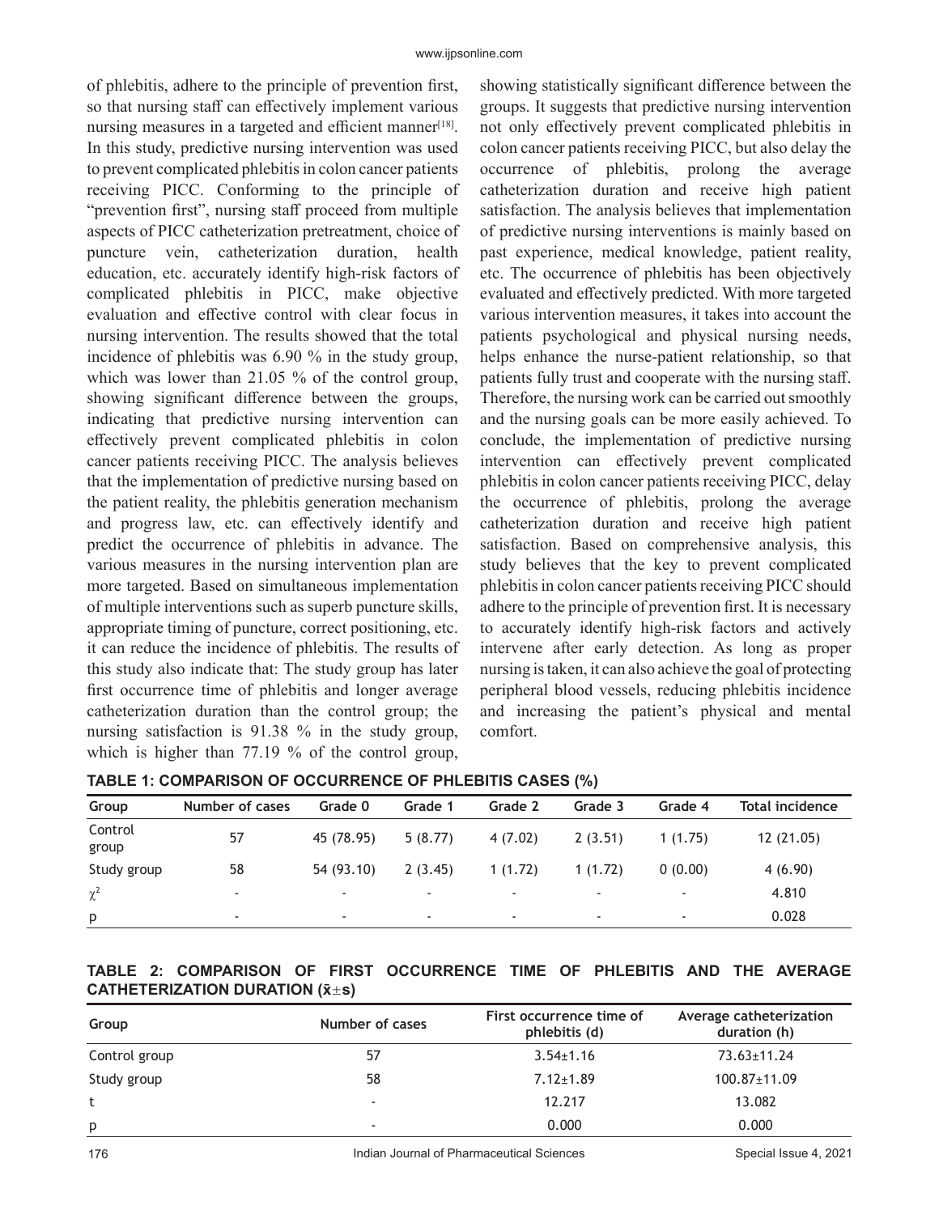of phlebitis, adhere to the principle of prevention first, so that nursing staff can effectively implement various nursing measures in a targeted and efficient manner[18]. In this study, predictive nursing intervention was used to prevent complicated phlebitis in colon cancer patients receiving PICC. Conforming to the principle of "prevention first", nursing staff proceed from multiple aspects of PICC catheterization pretreatment, choice of puncture vein, catheterization duration, health education, etc. accurately identify high-risk factors of complicated phlebitis in PICC, make objective evaluation and effective control with clear focus in nursing intervention. The results showed that the total incidence of phlebitis was 6.90 % in the study group, which was lower than 21.05 % of the control group, showing significant difference between the groups, indicating that predictive nursing intervention can effectively prevent complicated phlebitis in colon cancer patients receiving PICC. The analysis believes that the implementation of predictive nursing based on the patient reality, the phlebitis generation mechanism and progress law, etc. can effectively identify and predict the occurrence of phlebitis in advance. The various measures in the nursing intervention plan are more targeted. Based on simultaneous implementation of multiple interventions such as superb puncture skills, appropriate timing of puncture, correct positioning, etc. it can reduce the incidence of phlebitis. The results of this study also indicate that: The study group has later first occurrence time of phlebitis and longer average catheterization duration than the control group; the nursing satisfaction is 91.38 % in the study group, which is higher than 77.19 % of the control group, showing statistically significant difference between the groups. It suggests that predictive nursing intervention not only effectively prevent complicated phlebitis in colon cancer patients receiving PICC, but also delay the occurrence of phlebitis, prolong the average catheterization duration and receive high patient satisfaction. The analysis believes that implementation of predictive nursing interventions is mainly based on past experience, medical knowledge, patient reality, etc. The occurrence of phlebitis has been objectively evaluated and effectively predicted. With more targeted various intervention measures, it takes into account the patients psychological and physical nursing needs, helps enhance the nurse-patient relationship, so that patients fully trust and cooperate with the nursing staff. Therefore, the nursing work can be carried out smoothly and the nursing goals can be more easily achieved. To conclude, the implementation of predictive nursing intervention can effectively prevent complicated phlebitis in colon cancer patients receiving PICC, delay the occurrence of phlebitis, prolong the average catheterization duration and receive high patient satisfaction. Based on comprehensive analysis, this study believes that the key to prevent complicated phlebitis in colon cancer patients receiving PICC should adhere to the principle of prevention first. It is necessary to accurately identify high-risk factors and actively intervene after early detection. As long as proper nursing is taken, it can also achieve the goal of protecting peripheral blood vessels, reducing phlebitis incidence and increasing the patient's physical and mental comfort.

**TABLE 1: COMPARISON OF OCCURRENCE OF PHLEBITIS CASES (%)**

| Group | Number of cases | Grade 0 | Grade 1 | Grade 2 | Grade 3 | Grade 4 | Total incidence |
|---|---|---|---|---|---|---|---|
| Control group | 57 | 45 (78.95) | 5 (8.77) | 4 (7.02) | 2 (3.51) | 1 (1.75) | 12 (21.05) |
| Study group | 58 | 54 (93.10) | 2 (3.45) | 1 (1.72) | 1 (1.72) | 0 (0.00) | 4 (6.90) |
| $\chi^2$ | - | - | - | - | - | - | 4.810 |
| p | - | - | - | - | - | - | 0.028 |

**TABLE 2: COMPARISON OF FIRST OCCURRENCE TIME OF PHLEBITIS AND THE AVERAGE CATHETERIZATION DURATION ($\bar{x}\pm s$)**

| Group | Number of cases | First occurrence time of phlebitis (d) | Average catheterization duration (h) |
|---|---|---|---|
| Control group | 57 | 3.54±1.16 | 73.63±11.24 |
| Study group | 58 | 7.12±1.89 | 100.87±11.09 |
| t | - | 12.217 | 13.082 |
| p | - | 0.000 | 0.000 |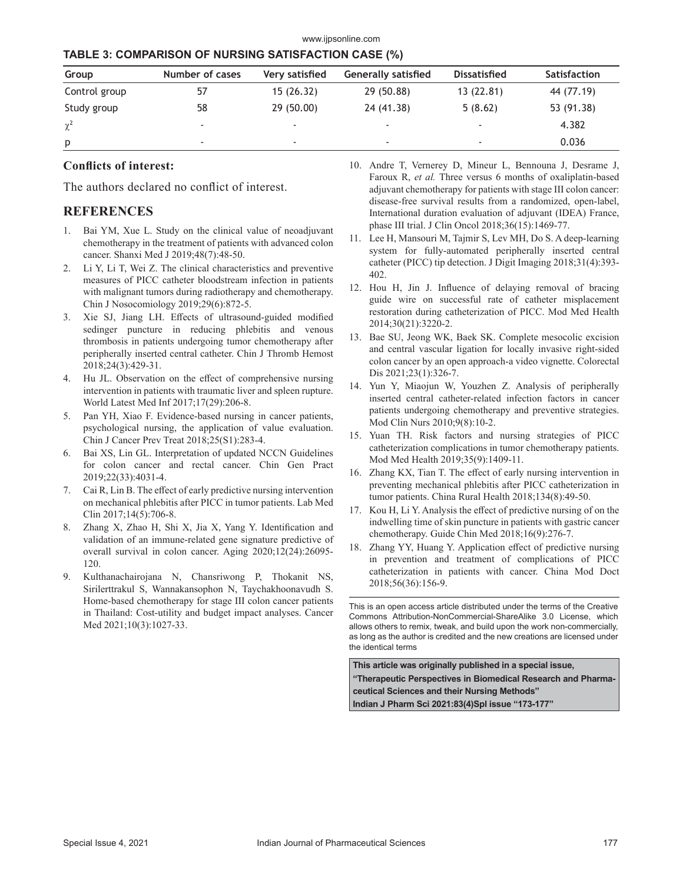**TABLE 3: COMPARISON OF NURSING SATISFACTION CASE (%)**

| Group | Number of cases | Very satisfied | Generally satisfied | Dissatisfied | Satisfaction |
|---|---|---|---|---|---|
| Control group | 57 | 15 (26.32) | 29 (50.88) | 13 (22.81) | 44 (77.19) |
| Study group | 58 | 29 (50.00) | 24 (41.38) | 5 (8.62) | 53 (91.38) |
| $\chi^2$ | - | - | - | - | 4.382 |
| p | - | - | - | - | 0.036 |

### Conflicts of interest:

The authors declared no conflict of interest.

## REFERENCES

1. Bai YM, Xue L. Study on the clinical value of neoadjuvant chemotherapy in the treatment of patients with advanced colon cancer. Shanxi Med J 2019;48(7):48-50.
2. Li Y, Li T, Wei Z. The clinical characteristics and preventive measures of PICC catheter bloodstream infection in patients with malignant tumors during radiotherapy and chemotherapy. Chin J Nosocomiology 2019;29(6):872-5.
3. Xie SJ, Jiang LH. Effects of ultrasound-guided modified sedinger puncture in reducing phlebitis and venous thrombosis in patients undergoing tumor chemotherapy after peripherally inserted central catheter. Chin J Thromb Hemost 2018;24(3):429-31.
4. Hu JL. Observation on the effect of comprehensive nursing intervention in patients with traumatic liver and spleen rupture. World Latest Med Inf 2017;17(29):206-8.
5. Pan YH, Xiao F. Evidence-based nursing in cancer patients, psychological nursing, the application of value evaluation. Chin J Cancer Prev Treat 2018;25(S1):283-4.
6. Bai XS, Lin GL. Interpretation of updated NCCN Guidelines for colon cancer and rectal cancer. Chin Gen Pract 2019;22(33):4031-4.
7. Cai R, Lin B. The effect of early predictive nursing intervention on mechanical phlebitis after PICC in tumor patients. Lab Med Clin 2017;14(5):706-8.
8. Zhang X, Zhao H, Shi X, Jia X, Yang Y. Identification and validation of an immune-related gene signature predictive of overall survival in colon cancer. Aging 2020;12(24):26095-120.
9. Kulthanachairojana N, Chansriwong P, Thokanit NS, Sirilerttrakul S, Wannakansophon N, Taychakhoonavudh S. Home-based chemotherapy for stage III colon cancer patients in Thailand: Cost-utility and budget impact analyses. Cancer Med 2021;10(3):1027-33.
10. Andre T, Vernerey D, Mineur L, Bennouna J, Desrame J, Faroux R, *et al.* Three versus 6 months of oxaliplatin-based adjuvant chemotherapy for patients with stage III colon cancer: disease-free survival results from a randomized, open-label, International duration evaluation of adjuvant (IDEA) France, phase III trial. J Clin Oncol 2018;36(15):1469-77.
11. Lee H, Mansouri M, Tajmir S, Lev MH, Do S. A deep-learning system for fully-automated peripherally inserted central catheter (PICC) tip detection. J Digit Imaging 2018;31(4):393-402.
12. Hou H, Jin J. Influence of delaying removal of bracing guide wire on successful rate of catheter misplacement restoration during catheterization of PICC. Mod Med Health 2014;30(21):3220-2.
13. Bae SU, Jeong WK, Baek SK. Complete mesocolic excision and central vascular ligation for locally invasive right-sided colon cancer by an open approach-a video vignette. Colorectal Dis 2021;23(1):326-7.
14. Yun Y, Miaojun W, Youzhen Z. Analysis of peripherally inserted central catheter-related infection factors in cancer patients undergoing chemotherapy and preventive strategies. Mod Clin Nurs 2010;9(8):10-2.
15. Yuan TH. Risk factors and nursing strategies of PICC catheterization complications in tumor chemotherapy patients. Mod Med Health 2019;35(9):1409-11.
16. Zhang KX, Tian T. The effect of early nursing intervention in preventing mechanical phlebitis after PICC catheterization in tumor patients. China Rural Health 2018;134(8):49-50.
17. Kou H, Li Y. Analysis the effect of predictive nursing of on the indwelling time of skin puncture in patients with gastric cancer chemotherapy. Guide Chin Med 2018;16(9):276-7.
18. Zhang YY, Huang Y. Application effect of predictive nursing in prevention and treatment of complications of PICC catheterization in patients with cancer. China Mod Doct 2018;56(36):156-9.

This is an open access article distributed under the terms of the Creative Commons Attribution-NonCommercial-ShareAlike 3.0 License, which allows others to remix, tweak, and build upon the work non-commercially, as long as the author is credited and the new creations are licensed under the identical terms

**This article was originally published in a special issue, "Therapeutic Perspectives in Biomedical Research and Pharmaceutical Sciences and their Nursing Methods" Indian J Pharm Sci 2021:83(4)Spl issue "173-177"**